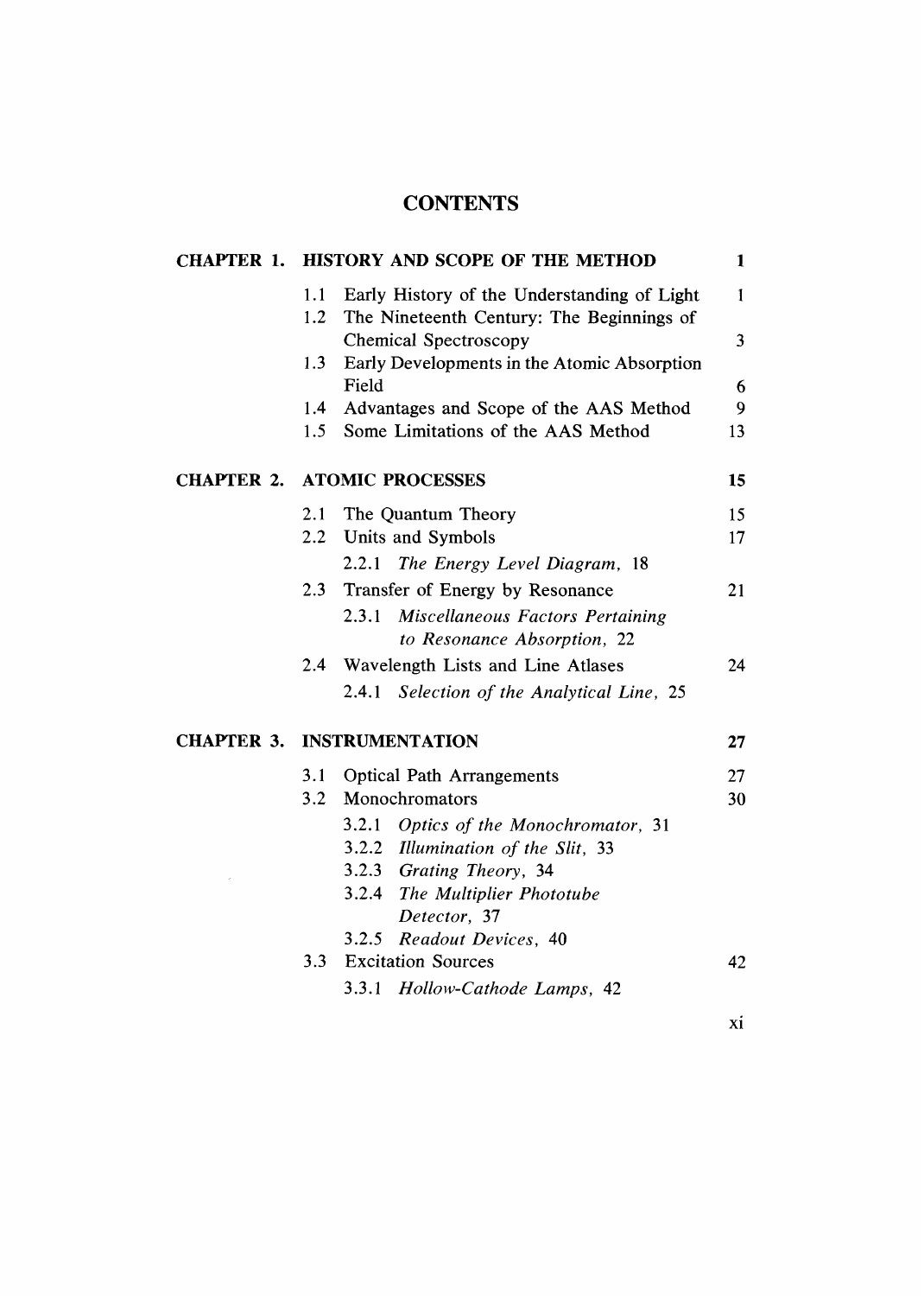# CONTENTS

**CHAPTER 1. HISTORY AND SCOPE OF THE METHOD** 1

- 1.1 Early History of the Understanding of Light 1
- 1.2 The Nineteenth Century: The Beginnings of Chemical Spectroscopy 3
- 1.3 Early Developments in the Atomic Absorption Field 6
- 1.4 Advantages and Scope of the AAS Method 9
- 1.5 Some Limitations of the AAS Method 13

**CHAPTER 2. ATOMIC PROCESSES** 15

- 2.1 The Quantum Theory 15
- 2.2 Units and Symbols 17
  - 2.2.1 *The Energy Level Diagram,* 18
- 2.3 Transfer of Energy by Resonance 21
  - 2.3.1 *Miscellaneous Factors Pertaining to Resonance Absorption,* 22
- 2.4 Wavelength Lists and Line Atlases 24
  - 2.4.1 *Selection of the Analytical Line,* 25

**CHAPTER 3. INSTRUMENTATION** 27

- 3.1 Optical Path Arrangements 27
- 3.2 Monochromators 30
  - 3.2.1 *Optics of the Monochromator,* 31
  - 3.2.2 *Illumination of the Slit,* 33
  - 3.2.3 *Grating Theory,* 34
  - 3.2.4 *The Multiplier Phototube Detector,* 37
  - 3.2.5 *Readout Devices,* 40
- 3.3 Excitation Sources 42
  - 3.3.1 *Hollow-Cathode Lamps,* 42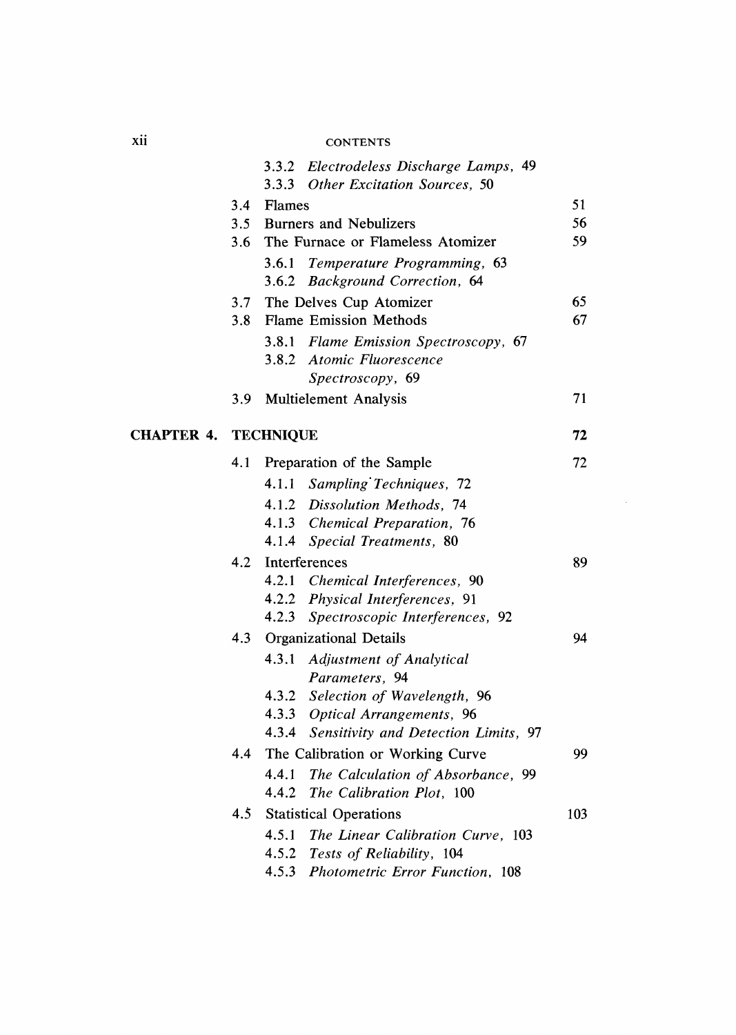3.3.2 *Electrodeless Discharge Lamps,* 49
3.3.3 *Other Excitation Sources,* 50

3.4 Flames 51
3.5 Burners and Nebulizers 56
3.6 The Furnace or Flameless Atomizer 59

3.6.1 *Temperature Programming,* 63
3.6.2 *Background Correction,* 64

3.7 The Delves Cup Atomizer 65
3.8 Flame Emission Methods 67

3.8.1 *Flame Emission Spectroscopy,* 67
3.8.2 *Atomic Fluorescence Spectroscopy,* 69

3.9 Multielement Analysis 71

**CHAPTER 4. TECHNIQUE** **72**

4.1 Preparation of the Sample 72

4.1.1 *Sampling Techniques,* 72
4.1.2 *Dissolution Methods,* 74
4.1.3 *Chemical Preparation,* 76
4.1.4 *Special Treatments,* 80

4.2 Interferences 89

4.2.1 *Chemical Interferences,* 90
4.2.2 *Physical Interferences,* 91
4.2.3 *Spectroscopic Interferences,* 92

4.3 Organizational Details 94

4.3.1 *Adjustment of Analytical Parameters,* 94
4.3.2 *Selection of Wavelength,* 96
4.3.3 *Optical Arrangements,* 96
4.3.4 *Sensitivity and Detection Limits,* 97

4.4 The Calibration or Working Curve 99

4.4.1 *The Calculation of Absorbance,* 99
4.4.2 *The Calibration Plot,* 100

4.5 Statistical Operations 103

4.5.1 *The Linear Calibration Curve,* 103
4.5.2 *Tests of Reliability,* 104
4.5.3 *Photometric Error Function,* 108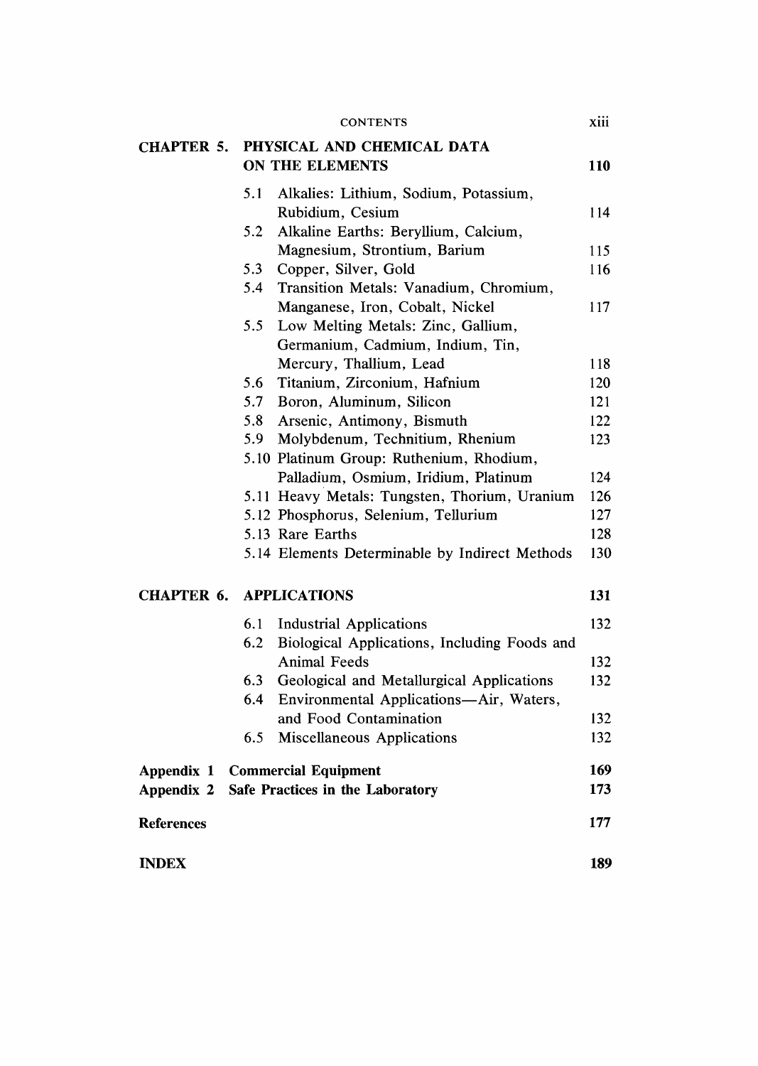| | | |
|---|---|---|
| **CHAPTER 5.** | **PHYSICAL AND CHEMICAL DATA ON THE ELEMENTS** | **110** |
| | 5.1 Alkalies: Lithium, Sodium, Potassium, Rubidium, Cesium | 114 |
| | 5.2 Alkaline Earths: Beryllium, Calcium, Magnesium, Strontium, Barium | 115 |
| | 5.3 Copper, Silver, Gold | 116 |
| | 5.4 Transition Metals: Vanadium, Chromium, Manganese, Iron, Cobalt, Nickel | 117 |
| | 5.5 Low Melting Metals: Zinc, Gallium, Germanium, Cadmium, Indium, Tin, Mercury, Thallium, Lead | 118 |
| | 5.6 Titanium, Zirconium, Hafnium | 120 |
| | 5.7 Boron, Aluminum, Silicon | 121 |
| | 5.8 Arsenic, Antimony, Bismuth | 122 |
| | 5.9 Molybdenum, Technitium, Rhenium | 123 |
| | 5.10 Platinum Group: Ruthenium, Rhodium, Palladium, Osmium, Iridium, Platinum | 124 |
| | 5.11 Heavy Metals: Tungsten, Thorium, Uranium | 126 |
| | 5.12 Phosphorus, Selenium, Tellurium | 127 |
| | 5.13 Rare Earths | 128 |
| | 5.14 Elements Determinable by Indirect Methods | 130 |
| **CHAPTER 6.** | **APPLICATIONS** | **131** |
| | 6.1 Industrial Applications | 132 |
| | 6.2 Biological Applications, Including Foods and Animal Feeds | 132 |
| | 6.3 Geological and Metallurgical Applications | 132 |
| | 6.4 Environmental Applications—Air, Waters, and Food Contamination | 132 |
| | 6.5 Miscellaneous Applications | 132 |
| **Appendix 1** | **Commercial Equipment** | **169** |
| **Appendix 2** | **Safe Practices in the Laboratory** | **173** |
| **References** | | **177** |
| **INDEX** | | **189** |